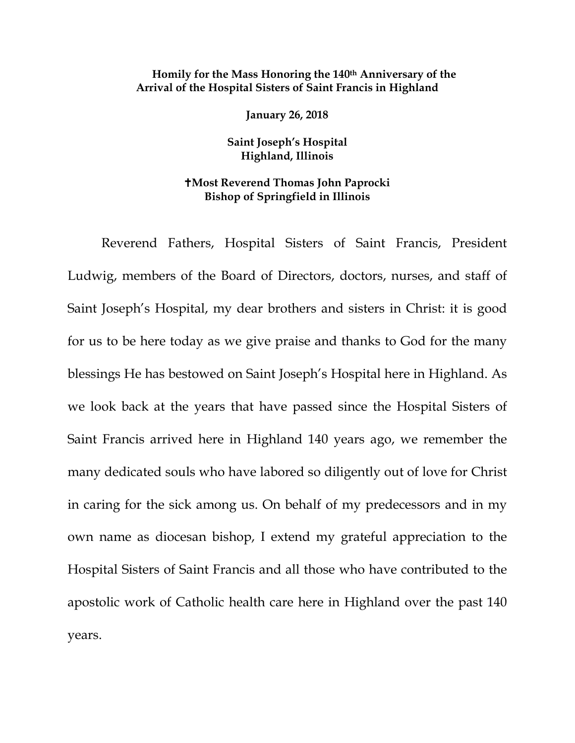**Homily for the Mass Honoring the 140th Anniversary of the Arrival of the Hospital Sisters of Saint Francis in Highland**

**January 26, 2018**

**Saint Joseph's Hospital**
**Highland, Illinois**

**✝Most Reverend Thomas John Paprocki**
**Bishop of Springfield in Illinois**

Reverend Fathers, Hospital Sisters of Saint Francis, President Ludwig, members of the Board of Directors, doctors, nurses, and staff of Saint Joseph's Hospital, my dear brothers and sisters in Christ: it is good for us to be here today as we give praise and thanks to God for the many blessings He has bestowed on Saint Joseph's Hospital here in Highland. As we look back at the years that have passed since the Hospital Sisters of Saint Francis arrived here in Highland 140 years ago, we remember the many dedicated souls who have labored so diligently out of love for Christ in caring for the sick among us. On behalf of my predecessors and in my own name as diocesan bishop, I extend my grateful appreciation to the Hospital Sisters of Saint Francis and all those who have contributed to the apostolic work of Catholic health care here in Highland over the past 140 years.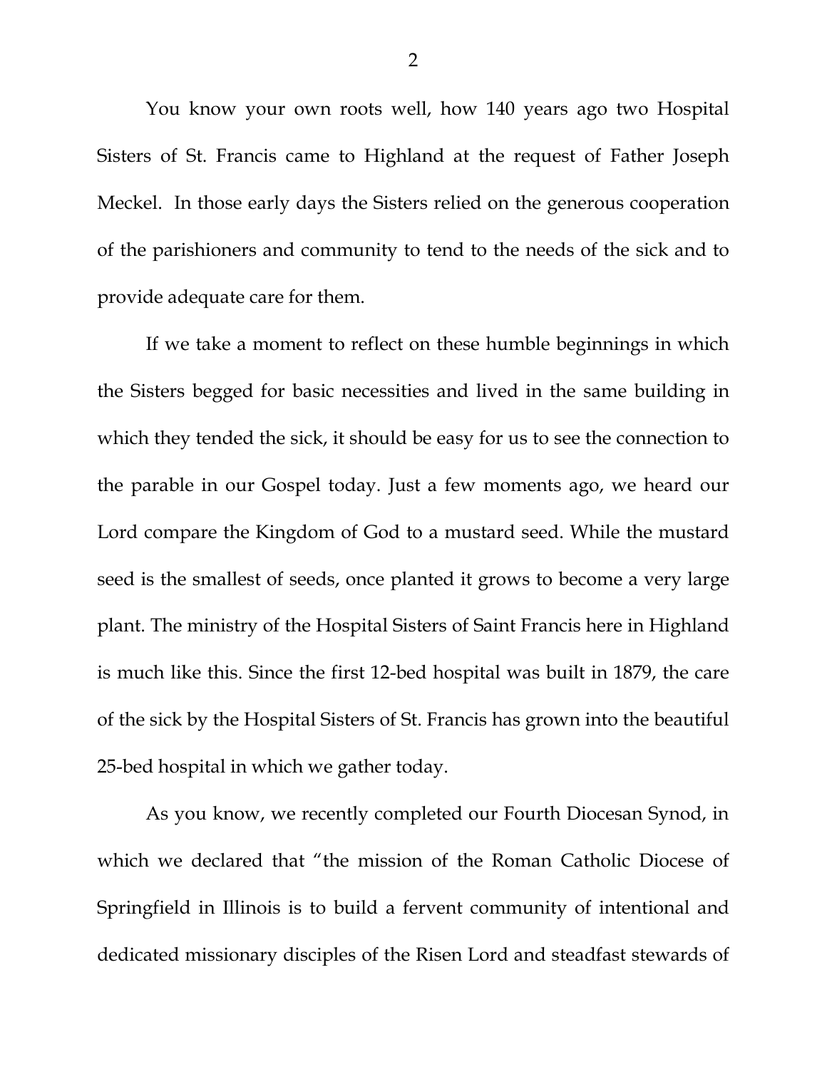You know your own roots well, how 140 years ago two Hospital Sisters of St. Francis came to Highland at the request of Father Joseph Meckel. In those early days the Sisters relied on the generous cooperation of the parishioners and community to tend to the needs of the sick and to provide adequate care for them.

If we take a moment to reflect on these humble beginnings in which the Sisters begged for basic necessities and lived in the same building in which they tended the sick, it should be easy for us to see the connection to the parable in our Gospel today. Just a few moments ago, we heard our Lord compare the Kingdom of God to a mustard seed. While the mustard seed is the smallest of seeds, once planted it grows to become a very large plant. The ministry of the Hospital Sisters of Saint Francis here in Highland is much like this. Since the first 12-bed hospital was built in 1879, the care of the sick by the Hospital Sisters of St. Francis has grown into the beautiful 25-bed hospital in which we gather today.

As you know, we recently completed our Fourth Diocesan Synod, in which we declared that "the mission of the Roman Catholic Diocese of Springfield in Illinois is to build a fervent community of intentional and dedicated missionary disciples of the Risen Lord and steadfast stewards of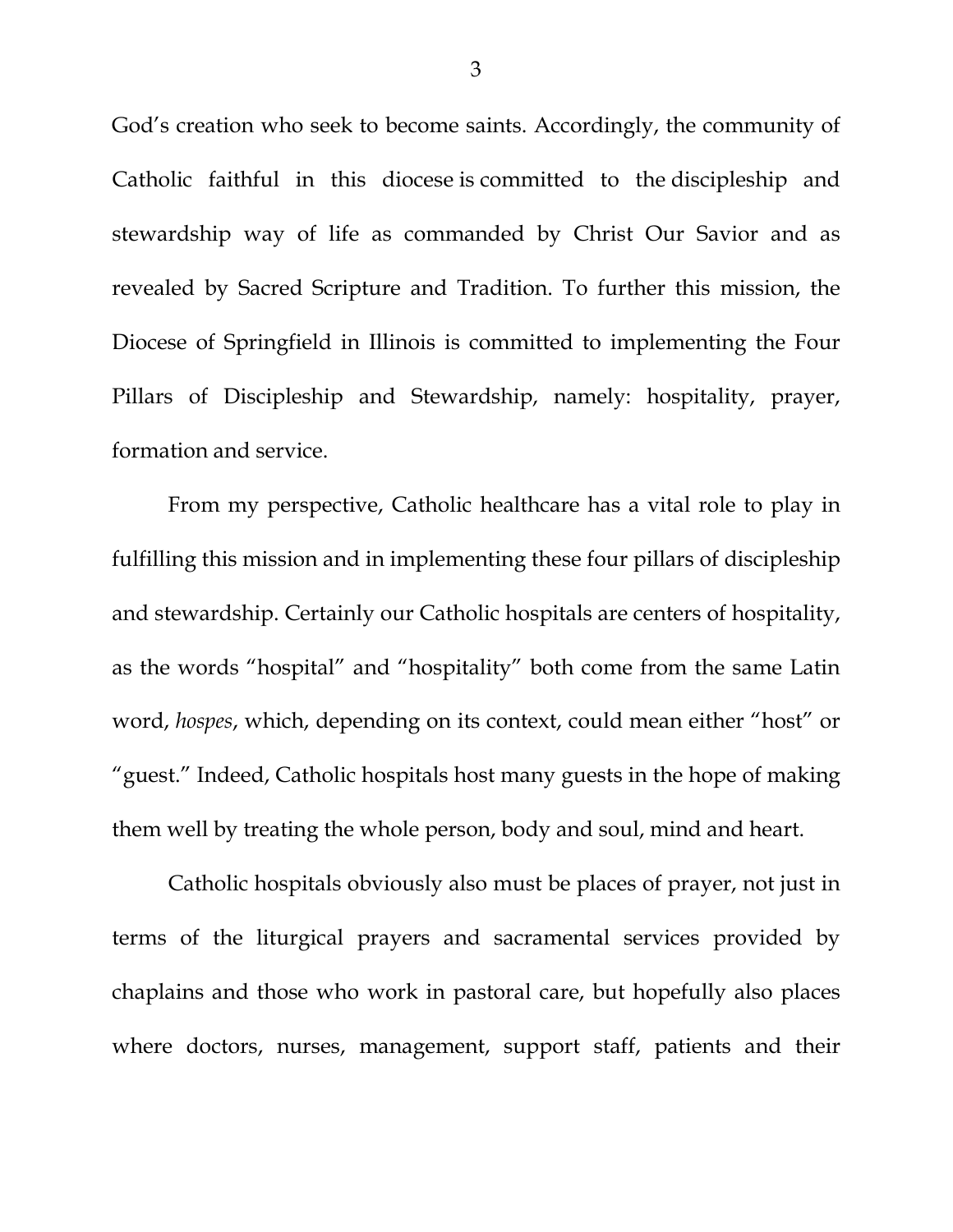God's creation who seek to become saints. Accordingly, the community of Catholic faithful in this diocese is committed to the discipleship and stewardship way of life as commanded by Christ Our Savior and as revealed by Sacred Scripture and Tradition. To further this mission, the Diocese of Springfield in Illinois is committed to implementing the Four Pillars of Discipleship and Stewardship, namely: hospitality, prayer, formation and service.

From my perspective, Catholic healthcare has a vital role to play in fulfilling this mission and in implementing these four pillars of discipleship and stewardship. Certainly our Catholic hospitals are centers of hospitality, as the words "hospital" and "hospitality" both come from the same Latin word, *hospes*, which, depending on its context, could mean either "host" or "guest." Indeed, Catholic hospitals host many guests in the hope of making them well by treating the whole person, body and soul, mind and heart.

Catholic hospitals obviously also must be places of prayer, not just in terms of the liturgical prayers and sacramental services provided by chaplains and those who work in pastoral care, but hopefully also places where doctors, nurses, management, support staff, patients and their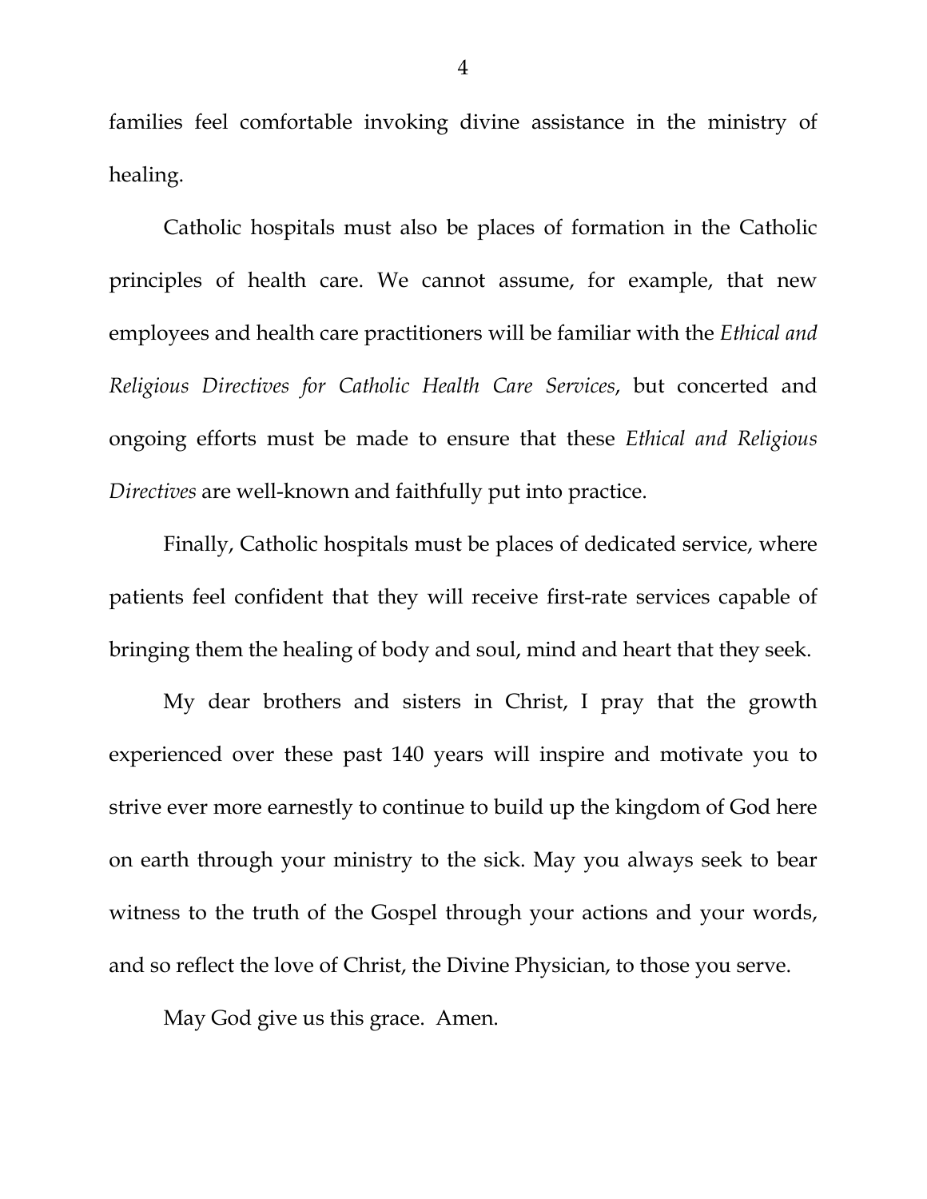families feel comfortable invoking divine assistance in the ministry of healing.

Catholic hospitals must also be places of formation in the Catholic principles of health care. We cannot assume, for example, that new employees and health care practitioners will be familiar with the *Ethical and Religious Directives for Catholic Health Care Services*, but concerted and ongoing efforts must be made to ensure that these *Ethical and Religious Directives* are well-known and faithfully put into practice.

Finally, Catholic hospitals must be places of dedicated service, where patients feel confident that they will receive first-rate services capable of bringing them the healing of body and soul, mind and heart that they seek.

My dear brothers and sisters in Christ, I pray that the growth experienced over these past 140 years will inspire and motivate you to strive ever more earnestly to continue to build up the kingdom of God here on earth through your ministry to the sick. May you always seek to bear witness to the truth of the Gospel through your actions and your words, and so reflect the love of Christ, the Divine Physician, to those you serve.

May God give us this grace. Amen.